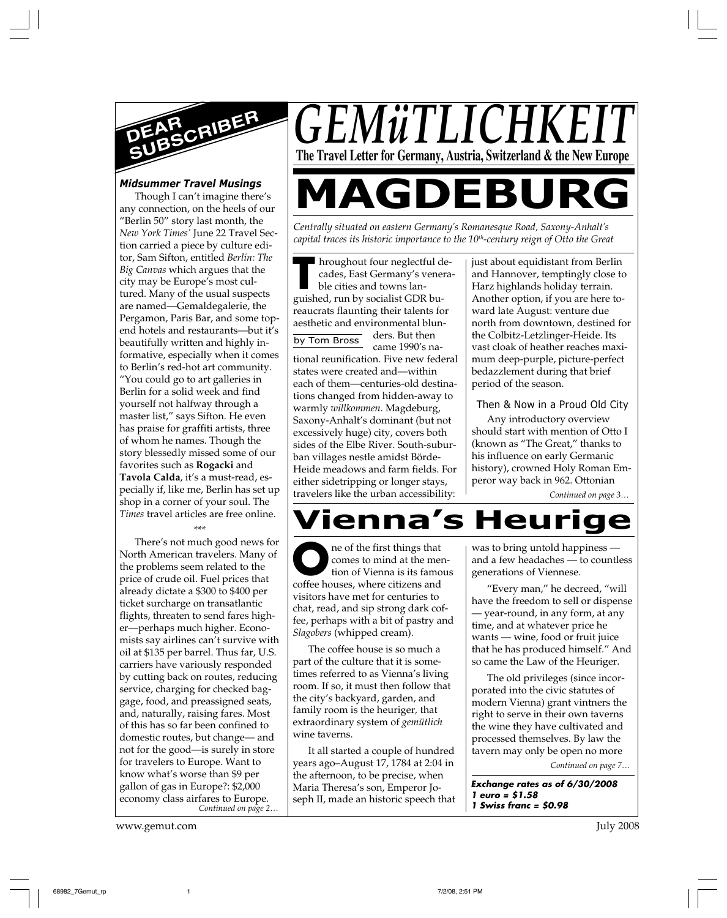# GEMüTLICHKEIT

**The Travel Letter for Germany, Austria, Switzerland & the New Europe**

## DEAR SUBSCRIBER

### *Midsummer Travel Musings*

Though I can't imagine there's any connection, on the heels of our "Berlin 50" story last month, the *New York Times'* June 22 Travel Section carried a piece by culture editor, Sam Sifton, entitled *Berlin: The Big Canvas* which argues that the city may be Europe's most cultured. Many of the usual suspects are named—Gemaldegalerie, the Pergamon, Paris Bar, and some top-end hotels and restaurants—but it's beautifully written and highly informative, especially when it comes to Berlin's red-hot art community. "You could go to art galleries in Berlin for a solid week and find yourself not halfway through a master list," says Sifton. He even has praise for graffiti artists, three of whom he names. Though the story blessedly missed some of our favorites such as **Rogacki** and **Tavola Calda**, it's a must-read, especially if, like me, Berlin has set up shop in a corner of your soul. The *Times* travel articles are free online.

\*\*\*

There's not much good news for North American travelers. Many of the problems seem related to the price of crude oil. Fuel prices that already dictate a $300 to $400 per ticket surcharge on transatlantic flights, threaten to send fares higher—perhaps much higher. Economists say airlines can't survive with oil at $135 per barrel. Thus far, U.S. carriers have variously responded by cutting back on routes, reducing service, charging for checked baggage, food, and preassigned seats, and, naturally, raising fares. Most of this has so far been confined to domestic routes, but change— and not for the good—is surely in store for travelers to Europe. Want to know what's worse than $9 per gallon of gas in Europe?: $2,000 economy class airfares to Europe.

*Continued on page 2…*

# MAGDEBURG

*Centrally situated on eastern Germany's Romanesque Road, Saxony-Anhalt's capital traces its historic importance to the 10th-century reign of Otto the Great*

by Tom Bross

Throughout four neglectful decades, East Germany's venerable cities and towns languished, run by socialist GDR bureaucrats flaunting their talents for aesthetic and environmental blunders. But then came 1990's national reunification. Five new federal states were created and—within each of them—centuries-old destinations changed from hidden-away to warmly *willkommen*. Magdeburg, Saxony-Anhalt's dominant (but not excessively huge) city, covers both sides of the Elbe River. South-suburban villages nestle amidst Börde-Heide meadows and farm fields. For either sidetripping or longer stays, travelers like the urban accessibility: just about equidistant from Berlin and Hannover, temptingly close to Harz highlands holiday terrain. Another option, if you are here toward late August: venture due north from downtown, destined for the Colbitz-Letzlinger-Heide. Its vast cloak of heather reaches maximum deep-purple, picture-perfect bedazzlement during that brief period of the season.

### Then & Now in a Proud Old City

Any introductory overview should start with mention of Otto I (known as "The Great," thanks to his influence on early Germanic history), crowned Holy Roman Emperor way back in 962. Ottonian

*Continued on page 3…*

# Vienna's Heurige

One of the first things that comes to mind at the mention of Vienna is its famous coffee houses, where citizens and visitors have met for centuries to chat, read, and sip strong dark coffee, perhaps with a bit of pastry and *Slagobers* (whipped cream).

The coffee house is so much a part of the culture that it is sometimes referred to as Vienna's living room. If so, it must then follow that the city's backyard, garden, and family room is the heuriger, that extraordinary system of *gemütlich* wine taverns.

It all started a couple of hundred years ago–August 17, 1784 at 2:04 in the afternoon, to be precise, when Maria Theresa's son, Emperor Joseph II, made an historic speech that was to bring untold happiness — and a few headaches — to countless generations of Viennese.

"Every man," he decreed, "will have the freedom to sell or dispense — year-round, in any form, at any time, and at whatever price he wants — wine, food or fruit juice that he has produced himself." And so came the Law of the Heuriger.

The old privileges (since incorporated into the civic statutes of modern Vienna) grant vintners the right to serve in their own taverns the wine they have cultivated and processed themselves. By law the tavern may only be open no more

*Continued on page 7…*

***Exchange rates as of 6/30/2008***
***1 euro = $1.58***
***1 Swiss franc = $0.98***

www.gemut.com July 2008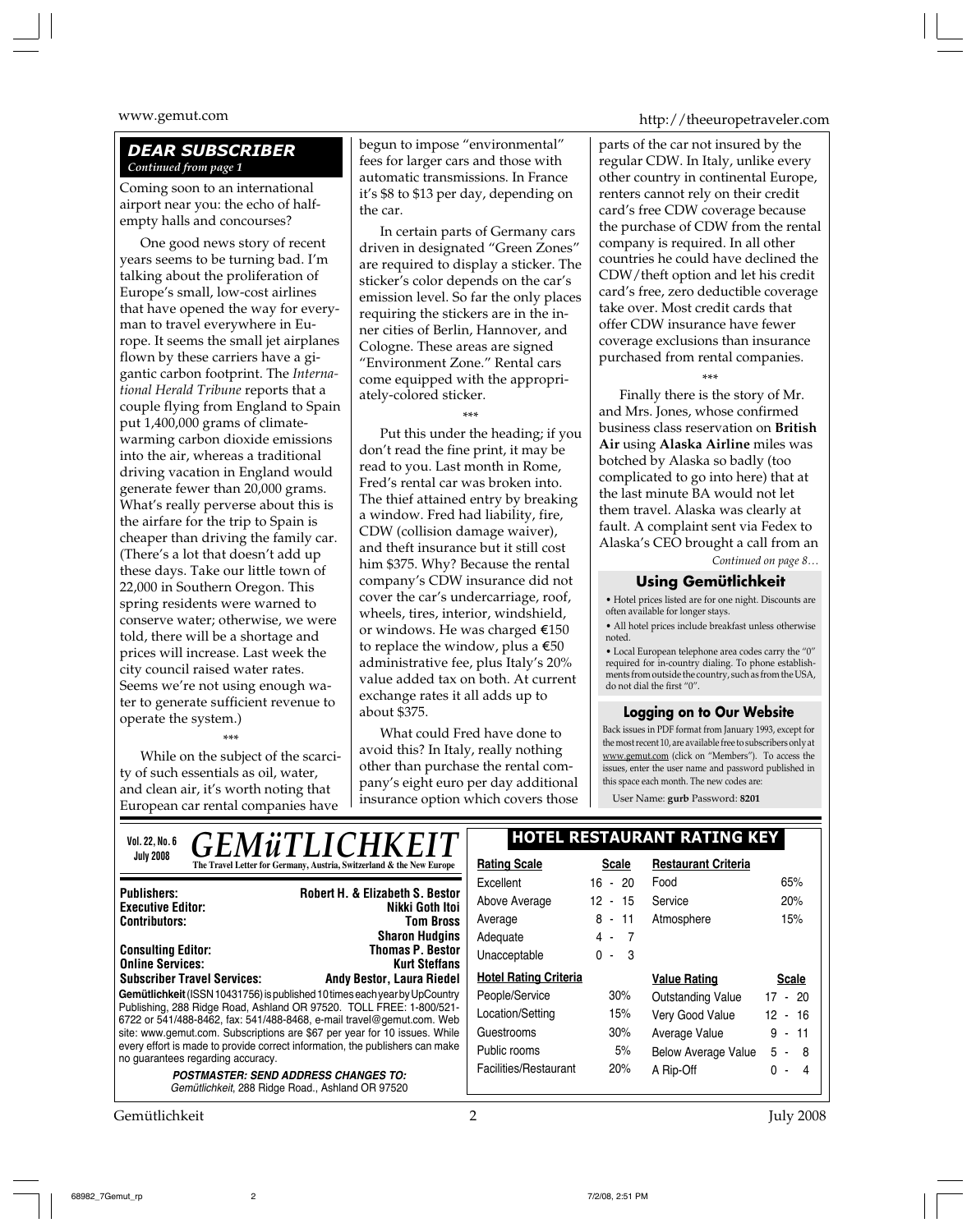## DEAR SUBSCRIBER

*Continued from page 1*

Coming soon to an international airport near you: the echo of half-empty halls and concourses?

One good news story of recent years seems to be turning bad. I'm talking about the proliferation of Europe's small, low-cost airlines that have opened the way for everyman to travel everywhere in Europe. It seems the small jet airplanes flown by these carriers have a gigantic carbon footprint. The *International Herald Tribune* reports that a couple flying from England to Spain put 1,400,000 grams of climate-warming carbon dioxide emissions into the air, whereas a traditional driving vacation in England would generate fewer than 20,000 grams. What's really perverse about this is the airfare for the trip to Spain is cheaper than driving the family car. (There's a lot that doesn't add up these days. Take our little town of 22,000 in Southern Oregon. This spring residents were warned to conserve water; otherwise, we were told, there will be a shortage and prices will increase. Last week the city council raised water rates. Seems we're not using enough water to generate sufficient revenue to operate the system.)

\*\*\*

While on the subject of the scarcity of such essentials as oil, water, and clean air, it's worth noting that European car rental companies have begun to impose "environmental" fees for larger cars and those with automatic transmissions. In France it's $8 to $13 per day, depending on the car.

In certain parts of Germany cars driven in designated "Green Zones" are required to display a sticker. The sticker's color depends on the car's emission level. So far the only places requiring the stickers are in the inner cities of Berlin, Hannover, and Cologne. These areas are signed "Environment Zone." Rental cars come equipped with the appropriately-colored sticker.

\*\*\*

Put this under the heading; if you don't read the fine print, it may be read to you. Last month in Rome, Fred's rental car was broken into. The thief attained entry by breaking a window. Fred had liability, fire, CDW (collision damage waiver), and theft insurance but it still cost him $375. Why? Because the rental company's CDW insurance did not cover the car's undercarriage, roof, wheels, tires, interior, windshield, or windows. He was charged €150 to replace the window, plus a €50 administrative fee, plus Italy's 20% value added tax on both. At current exchange rates it all adds up to about $375.

What could Fred have done to avoid this? In Italy, really nothing other than purchase the rental company's eight euro per day additional insurance option which covers those parts of the car not insured by the regular CDW. In Italy, unlike every other country in continental Europe, renters cannot rely on their credit card's free CDW coverage because the purchase of CDW from the rental company is required. In all other countries he could have declined the CDW/theft option and let his credit card's free, zero deductible coverage take over. Most credit cards that offer CDW insurance have fewer coverage exclusions than insurance purchased from rental companies.

\*\*\*

Finally there is the story of Mr. and Mrs. Jones, whose confirmed business class reservation on **British Air** using **Alaska Airline** miles was botched by Alaska so badly (too complicated to go into here) that at the last minute BA would not let them travel. Alaska was clearly at fault. A complaint sent via Fedex to Alaska's CEO brought a call from an

*Continued on page 8…*

### Using Gemütlichkeit

- Hotel prices listed are for one night. Discounts are often available for longer stays.
- All hotel prices include breakfast unless otherwise noted.
- Local European telephone area codes carry the "0" required for in-country dialing. To phone establishments from outside the country, such as from the USA, do not dial the first "0".

### Logging on to Our Website

Back issues in PDF format from January 1993, except for the most recent 10, are available free to subscribers only at www.gemut.com (click on "Members"). To access the issues, enter the user name and password published in this space each month. The new codes are:

User Name: **gurb** Password: **8201**

---

**Vol. 22, No. 6**
**July 2008**

# GEMüTLICHKEIT

**The Travel Letter for Germany, Austria, Switzerland & the New Europe**

| | |
|---|---|
| **Publishers:** | **Robert H. & Elizabeth S. Bestor** |
| **Executive Editor:** | **Nikki Goth Itoi** |
| **Contributors:** | **Tom Bross** |
| | **Sharon Hudgins** |
| **Consulting Editor:** | **Thomas P. Bestor** |
| **Online Services:** | **Kurt Steffans** |
| **Subscriber Travel Services:** | **Andy Bestor, Laura Riedel** |

**Gemütlichkeit** (ISSN 10431756) is published 10 times each year by UpCountry Publishing, 288 Ridge Road, Ashland OR 97520. TOLL FREE: 1-800/521-6722 or 541/488-8462, fax: 541/488-8468, e-mail travel@gemut.com. Web site: www.gemut.com. Subscriptions are $67 per year for 10 issues. While every effort is made to provide correct information, the publishers can make no guarantees regarding accuracy.

***POSTMASTER: SEND ADDRESS CHANGES TO:***
*Gemütlichkeit, 288 Ridge Road., Ashland OR 97520*

### HOTEL RESTAURANT RATING KEY

| Rating Scale | Scale | Restaurant Criteria | |
|---|---|---|---|
| Excellent | 16 - 20 | Food | 65% |
| Above Average | 12 - 15 | Service | 20% |
| Average | 8 - 11 | Atmosphere | 15% |
| Adequate | 4 - 7 | | |
| Unacceptable | 0 - 3 | | |
| **Hotel Rating Criteria** | | **Value Rating** | **Scale** |
| People/Service | 30% | Outstanding Value | 17 - 20 |
| Location/Setting | 15% | Very Good Value | 12 - 16 |
| Guestrooms | 30% | Average Value | 9 - 11 |
| Public rooms | 5% | Below Average Value | 5 - 8 |
| Facilities/Restaurant | 20% | A Rip-Off | 0 - 4 |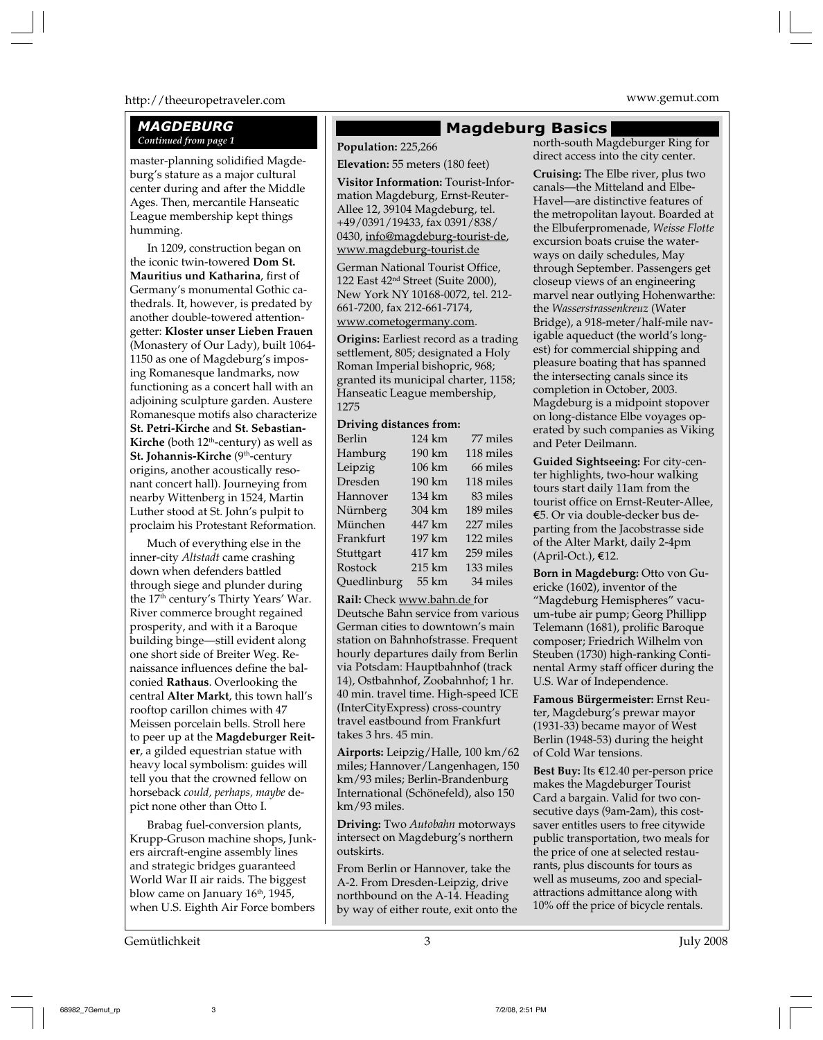## MAGDEBURG

*Continued from page 1*

master-planning solidified Magdeburg's stature as a major cultural center during and after the Middle Ages. Then, mercantile Hanseatic League membership kept things humming.

In 1209, construction began on the iconic twin-towered **Dom St. Mauritius und Katharina**, first of Germany's monumental Gothic cathedrals. It, however, is predated by another double-towered attention-getter: **Kloster unser Lieben Frauen** (Monastery of Our Lady), built 1064-1150 as one of Magdeburg's imposing Romanesque landmarks, now functioning as a concert hall with an adjoining sculpture garden. Austere Romanesque motifs also characterize **St. Petri-Kirche** and **St. Sebastian-Kirche** (both 12th-century) as well as **St. Johannis-Kirche** (9th-century origins, another acoustically resonant concert hall). Journeying from nearby Wittenberg in 1524, Martin Luther stood at St. John's pulpit to proclaim his Protestant Reformation.

Much of everything else in the inner-city *Altstadt* came crashing down when defenders battled through siege and plunder during the 17th century's Thirty Years' War. River commerce brought regained prosperity, and with it a Baroque building binge—still evident along one short side of Breiter Weg. Renaissance influences define the balconied **Rathaus**. Overlooking the central **Alter Markt**, this town hall's rooftop carillon chimes with 47 Meissen porcelain bells. Stroll here to peer up at the **Magdeburger Reiter**, a gilded equestrian statue with heavy local symbolism: guides will tell you that the crowned fellow on horseback *could, perhaps, maybe* depict none other than Otto I.

Brabag fuel-conversion plants, Krupp-Gruson machine shops, Junkers aircraft-engine assembly lines and strategic bridges guaranteed World War II air raids. The biggest blow came on January 16th, 1945, when U.S. Eighth Air Force bombers

## Magdeburg Basics

**Population:** 225,266

**Elevation:** 55 meters (180 feet)

**Visitor Information:** Tourist-Information Magdeburg, Ernst-Reuter-Allee 12, 39104 Magdeburg, tel. +49/0391/19433, fax 0391/838/0430, info@magdeburg-tourist-de, www.magdeburg-tourist.de

German National Tourist Office, 122 East 42nd Street (Suite 2000), New York NY 10168-0072, tel. 212-661-7200, fax 212-661-7174, www.cometogermany.com.

**Origins:** Earliest record as a trading settlement, 805; designated a Holy Roman Imperial bishopric, 968; granted its municipal charter, 1158; Hanseatic League membership, 1275

**Driving distances from:**

| | | |
|---|---|---|
| Berlin | 124 km | 77 miles |
| Hamburg | 190 km | 118 miles |
| Leipzig | 106 km | 66 miles |
| Dresden | 190 km | 118 miles |
| Hannover | 134 km | 83 miles |
| Nürnberg | 304 km | 189 miles |
| München | 447 km | 227 miles |
| Frankfurt | 197 km | 122 miles |
| Stuttgart | 417 km | 259 miles |
| Rostock | 215 km | 133 miles |
| Quedlinburg | 55 km | 34 miles |

**Rail:** Check www.bahn.de for Deutsche Bahn service from various German cities to downtown's main station on Bahnhofstrasse. Frequent hourly departures daily from Berlin via Potsdam: Hauptbahnhof (track 14), Ostbahnhof, Zoobahnhof; 1 hr. 40 min. travel time. High-speed ICE (InterCityExpress) cross-country travel eastbound from Frankfurt takes 3 hrs. 45 min.

**Airports:** Leipzig/Halle, 100 km/62 miles; Hannover/Langenhagen, 150 km/93 miles; Berlin-Brandenburg International (Schönefeld), also 150 km/93 miles.

**Driving:** Two *Autobahn* motorways intersect on Magdeburg's northern outskirts.

From Berlin or Hannover, take the A-2. From Dresden-Leipzig, drive northbound on the A-14. Heading by way of either route, exit onto the north-south Magdeburger Ring for direct access into the city center.

**Cruising:** The Elbe river, plus two canals—the Mitteland and Elbe-Havel—are distinctive features of the metropolitan layout. Boarded at the Elbuferpromenade, *Weisse Flotte* excursion boats cruise the waterways on daily schedules, May through September. Passengers get closeup views of an engineering marvel near outlying Hohenwarthe: the *Wasserstrassenkreuz* (Water Bridge), a 918-meter/half-mile navigable aqueduct (the world's longest) for commercial shipping and pleasure boating that has spanned the intersecting canals since its completion in October, 2003. Magdeburg is a midpoint stopover on long-distance Elbe voyages operated by such companies as Viking and Peter Deilmann.

**Guided Sightseeing:** For city-center highlights, two-hour walking tours start daily 11am from the tourist office on Ernst-Reuter-Allee, €5. Or via double-decker bus departing from the Jacobstrasse side of the Alter Markt, daily 2-4pm (April-Oct.), €12.

**Born in Magdeburg:** Otto von Guericke (1602), inventor of the "Magdeburg Hemispheres" vacuum-tube air pump; Georg Phillipp Telemann (1681), prolific Baroque composer; Friedrich Wilhelm von Steuben (1730) high-ranking Continental Army staff officer during the U.S. War of Independence.

**Famous Bürgermeister:** Ernst Reuter, Magdeburg's prewar mayor (1931-33) became mayor of West Berlin (1948-53) during the height of Cold War tensions.

**Best Buy:** Its €12.40 per-person price makes the Magdeburger Tourist Card a bargain. Valid for two consecutive days (9am-2am), this cost-saver entitles users to free citywide public transportation, two meals for the price of one at selected restaurants, plus discounts for tours as well as museums, zoo and special-attractions admittance along with 10% off the price of bicycle rentals.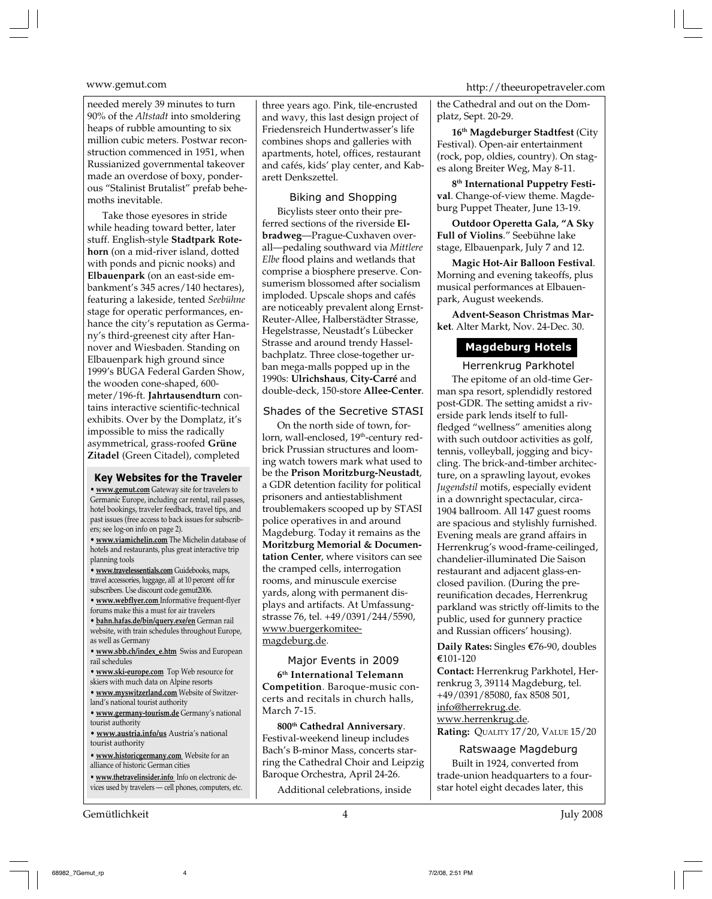needed merely 39 minutes to turn 90% of the *Altstadt* into smoldering heaps of rubble amounting to six million cubic meters. Postwar reconstruction commenced in 1951, when Russianized governmental takeover made an overdose of boxy, ponderous "Stalinist Brutalist" prefab behemoths inevitable.

Take those eyesores in stride while heading toward better, later stuff. English-style **Stadtpark Rotehorn** (on a mid-river island, dotted with ponds and picnic nooks) and **Elbauenpark** (on an east-side embankment's 345 acres/140 hectares), featuring a lakeside, tented *Seebühne* stage for operatic performances, enhance the city's reputation as Germany's third-greenest city after Hannover and Wiesbaden. Standing on Elbauenpark high ground since 1999's BUGA Federal Garden Show, the wooden cone-shaped, 600-meter/196-ft. **Jahrtausendturn** contains interactive scientific-technical exhibits. Over by the Domplatz, it's impossible to miss the radically asymmetrical, grass-roofed **Grüne Zitadel** (Green Citadel), completed three years ago. Pink, tile-encrusted and wavy, this last design project of Friedensreich Hundertwasser's life combines shops and galleries with apartments, hotel, offices, restaurant and cafés, kids' play center, and Kabarett Denkszettel.

### Key Websites for the Traveler

- **www.gemut.com** Gateway site for travelers to Germanic Europe, including car rental, rail passes, hotel bookings, traveler feedback, travel tips, and past issues (free access to back issues for subscribers; see log-on info on page 2).
- **www.viamichelin.com** The Michelin database of hotels and restaurants, plus great interactive trip planning tools
- **www.travelessentials.com** Guidebooks, maps, travel accessories, luggage, all at 10 percent off for subscribers. Use discount code gemut2006.
- **www.webflyer.com** Informative frequent-flyer forums make this a must for air travelers
- **bahn.hafas.de/bin/query.exe/en** German rail website, with train schedules throughout Europe, as well as Germany
- **www.sbb.ch/index_e.htm** Swiss and European rail schedules
- **www.ski-europe.com** Top Web resource for skiers with much data on Alpine resorts
- **www.myswitzerland.com** Website of Switzerland's national tourist authority
- **www.germany-tourism.de** Germany's national tourist authority
- **www.austria.info/us** Austria's national tourist authority
- **www.historicgermany.com** Website for an alliance of historic German cities
- **www.thetravelinsider.info** Info on electronic devices used by travelers — cell phones, computers, etc.

### Biking and Shopping

Bicylists steer onto their preferred sections of the riverside **Elbradweg**—Prague-Cuxhaven overall—pedaling southward via *Mittlere Elbe* flood plains and wetlands that comprise a biosphere preserve. Consumerism blossomed after socialism imploded. Upscale shops and cafés are noticeably prevalent along Ernst-Reuter-Allee, Halberstädter Strasse, Hegelstrasse, Neustadt's Lübecker Strasse and around trendy Hasselbachplatz. Three close-together urban mega-malls popped up in the 1990s: **Ulrichshaus**, **City-Carré** and double-deck, 150-store **Allee-Center**.

### Shades of the Secretive STASI

On the north side of town, forlorn, wall-enclosed, 19th-century redbrick Prussian structures and looming watch towers mark what used to be the **Prison Moritzburg-Neustadt**, a GDR detention facility for political prisoners and antiestablishment troublemakers scooped up by STASI police operatives in and around Magdeburg. Today it remains as the **Moritzburg Memorial & Documentation Center**, where visitors can see the cramped cells, interrogation rooms, and minuscule exercise yards, along with permanent displays and artifacts. At Umfassungstrasse 76, tel. +49/0391/244/5590, www.buergerkomitee-magdeburg.de.

### Major Events in 2009

**6th International Telemann Competition**. Baroque-music concerts and recitals in church halls, March 7-15.

**800th Cathedral Anniversary**. Festival-weekend lineup includes Bach's B-minor Mass, concerts starring the Cathedral Choir and Leipzig Baroque Orchestra, April 24-26.

Additional celebrations, inside the Cathedral and out on the Domplatz, Sept. 20-29.

**16th Magdeburger Stadtfest** (City Festival). Open-air entertainment (rock, pop, oldies, country). On stages along Breiter Weg, May 8-11.

**8th International Puppetry Festival**. Change-of-view theme. Magdeburg Puppet Theater, June 13-19.

**Outdoor Operetta Gala, "A Sky Full of Violins**." Seebühne lake stage, Elbauenpark, July 7 and 12.

**Magic Hot-Air Balloon Festival**. Morning and evening takeoffs, plus musical performances at Elbauenpark, August weekends.

**Advent-Season Christmas Market**. Alter Markt, Nov. 24-Dec. 30.

## Magdeburg Hotels

### Herrenkrug Parkhotel

The epitome of an old-time German spa resort, splendidly restored post-GDR. The setting amidst a riverside park lends itself to full-fledged "wellness" amenities along with such outdoor activities as golf, tennis, volleyball, jogging and bicycling. The brick-and-timber architecture, on a sprawling layout, evokes *Jugendstil* motifs, especially evident in a downright spectacular, circa-1904 ballroom. All 147 guest rooms are spacious and stylishly furnished. Evening meals are grand affairs in Herrenkrug's wood-frame-ceilinged, chandelier-illuminated Die Saison restaurant and adjacent glass-enclosed pavilion. (During the pre-reunification decades, Herrenkrug parkland was strictly off-limits to the public, used for gunnery practice and Russian officers' housing).

**Daily Rates:** Singles €76-90, doubles €101-120

**Contact:** Herrenkrug Parkhotel, Herrenkrug 3, 39114 Magdeburg, tel. +49/0391/85080, fax 8508 501, info@herrekrug.de. www.herrenkrug.de.

**Rating:** QUALITY 17/20, VALUE 15/20

### Ratswaage Magdeburg

Built in 1924, converted from trade-union headquarters to a four-star hotel eight decades later, this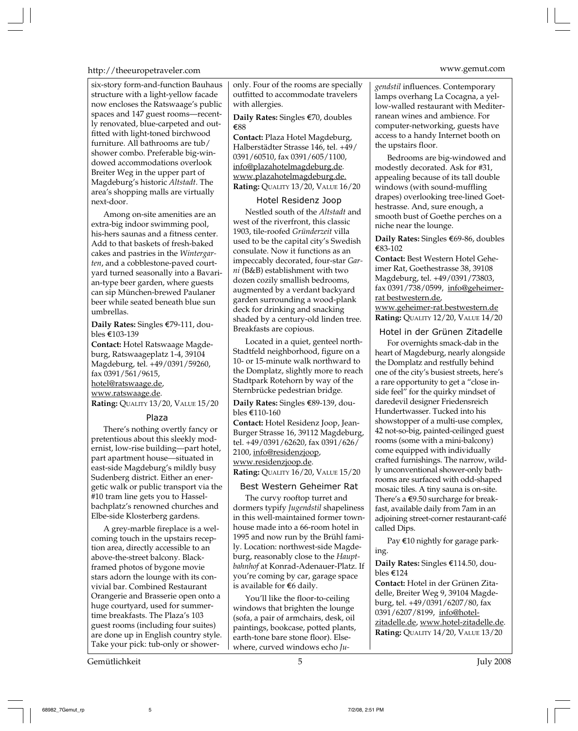six-story form-and-function Bauhaus structure with a light-yellow facade now encloses the Ratswaage's public spaces and 147 guest rooms—recently renovated, blue-carpeted and outfitted with light-toned birchwood furniture. All bathrooms are tub/ shower combo. Preferable big-windowed accommodations overlook Breiter Weg in the upper part of Magdeburg's historic *Altstadt*. The area's shopping malls are virtually next-door.

Among on-site amenities are an extra-big indoor swimming pool, his-hers saunas and a fitness center. Add to that baskets of fresh-baked cakes and pastries in the *Wintergarten*, and a cobblestone-paved courtyard turned seasonally into a Bavarian-type beer garden, where guests can sip München-brewed Paulaner beer while seated beneath blue sun umbrellas.

**Daily Rates:** Singles €79-111, doubles €103-139
**Contact:** Hotel Ratswaage Magdeburg, Ratswaageplatz 1-4, 39104 Magdeburg, tel. +49/0391/59260, fax 0391/561/9615, hotel@ratswaage.de, www.ratswaage.de.
**Rating:** Quality 13/20, Value 15/20

### Plaza

There's nothing overtly fancy or pretentious about this sleekly modernist, low-rise building—part hotel, part apartment house—situated in east-side Magdeburg's mildly busy Sudenberg district. Either an energetic walk or public transport via the #10 tram line gets you to Hasselbachplatz's renowned churches and Elbe-side Klosterberg gardens.

A grey-marble fireplace is a welcoming touch in the upstairs reception area, directly accessible to an above-the-street balcony. Black-framed photos of bygone movie stars adorn the lounge with its convivial bar. Combined Restaurant Orangerie and Brasserie open onto a huge courtyard, used for summertime breakfasts. The Plaza's 103 guest rooms (including four suites) are done up in English country style. Take your pick: tub-only or shower-only. Four of the rooms are specially outfitted to accommodate travelers with allergies.

**Daily Rates:** Singles €70, doubles €88
**Contact:** Plaza Hotel Magdeburg, Halberstädter Strasse 146, tel. +49/ 0391/60510, fax 0391/605/1100, info@plazahotelmagdeburg.de. www.plazahotelmagdeburg.de.
**Rating:** Quality 13/20, Value 16/20

### Hotel Residenz Joop

Nestled south of the *Altstadt* and west of the riverfront, this classic 1903, tile-roofed *Gründerzeit* villa used to be the capital city's Swedish consulate. Now it functions as an impeccably decorated, four-star *Garni* (B&B) establishment with two dozen cozily smallish bedrooms, augmented by a verdant backyard garden surrounding a wood-plank deck for drinking and snacking shaded by a century-old linden tree. Breakfasts are copious.

Located in a quiet, genteel north-Stadtfeld neighborhood, figure on a 10- or 15-minute walk northward to the Domplatz, slightly more to reach Stadtpark Rotehorn by way of the Sternbrücke pedestrian bridge.

**Daily Rates:** Singles €89-139, doubles €110-160
**Contact:** Hotel Residenz Joop, Jean-Burger Strasse 16, 39112 Magdeburg, tel. +49/0391/62620, fax 0391/626/ 2100, info@residenzjoop, www.residenzjoop.de.
**Rating:** Quality 16/20, Value 15/20

### Best Western Geheimer Rat

The curvy rooftop turret and dormers typify *Jugendstil* shapeliness in this well-maintained former townhouse made into a 66-room hotel in 1995 and now run by the Brühl family. Location: northwest-side Magdeburg, reasonably close to the *Hauptbahnhof* at Konrad-Adenauer-Platz. If you're coming by car, garage space is available for €6 daily.

You'll like the floor-to-ceiling windows that brighten the lounge (sofa, a pair of armchairs, desk, oil paintings, bookcase, potted plants, earth-tone bare stone floor). Elsewhere, curved windows echo *Jugendstil* influences. Contemporary lamps overhang La Cocagna, a yellow-walled restaurant with Mediterranean wines and ambience. For computer-networking, guests have access to a handy Internet booth on the upstairs floor.

Bedrooms are big-windowed and modestly decorated. Ask for #31, appealing because of its tall double windows (with sound-muffling drapes) overlooking tree-lined Goethestrasse. And, sure enough, a smooth bust of Goethe perches on a niche near the lounge.

**Daily Rates:** Singles €69-86, doubles €83-102
**Contact:** Best Western Hotel Geheimer Rat, Goethestrasse 38, 39108 Magdeburg, tel. +49/0391/73803, fax 0391/738/0599, info@geheimer-rat bestwestern.de, www.geheimer-rat.bestwestern.de
**Rating:** Quality 12/20, Value 14/20

### Hotel in der Grünen Zitadelle

For overnights smack-dab in the heart of Magdeburg, nearly alongside the Domplatz and restfully behind one of the city's busiest streets, here's a rare opportunity to get a "close inside feel" for the quirky mindset of daredevil designer Friedensreich Hundertwasser. Tucked into his showstopper of a multi-use complex, 42 not-so-big, painted-ceilinged guest rooms (some with a mini-balcony) come equipped with individually crafted furnishings. The narrow, wildly unconventional shower-only bathrooms are surfaced with odd-shaped mosaic tiles. A tiny sauna is on-site. There's a €9.50 surcharge for breakfast, available daily from 7am in an adjoining street-corner restaurant-café called Dips.

Pay €10 nightly for garage parking.

**Daily Rates:** Singles €114.50, doubles €124
**Contact:** Hotel in der Grünen Zitadelle, Breiter Weg 9, 39104 Magdeburg, tel. +49/0391/6207/80, fax 0391/6207/8199, info@hotel-zitadelle.de, www.hotel-zitadelle.de.
**Rating:** Quality 14/20, Value 13/20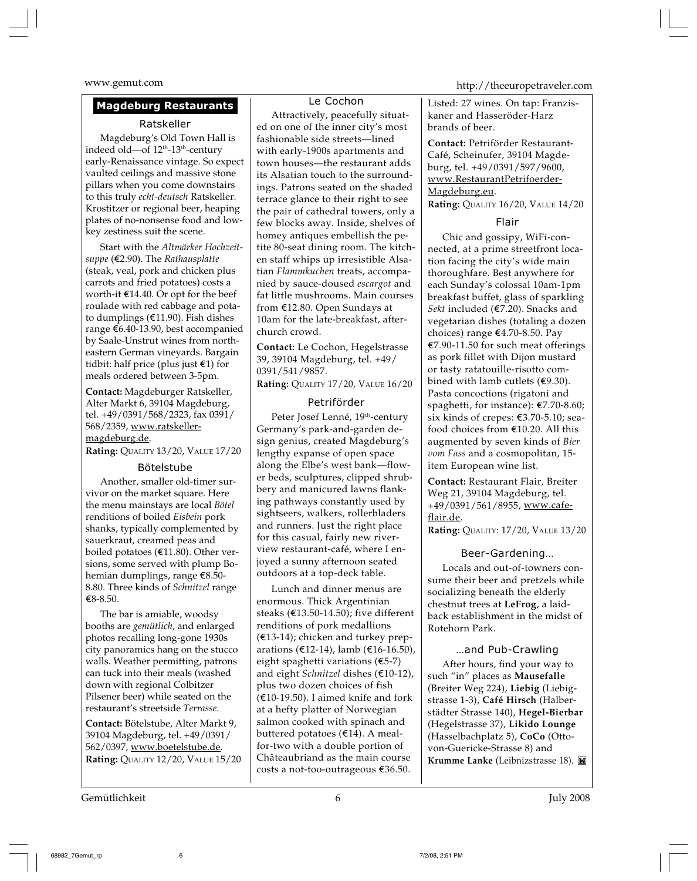## Magdeburg Restaurants

### Ratskeller

Magdeburg's Old Town Hall is indeed old—of 12th-13th-century early-Renaissance vintage. So expect vaulted ceilings and massive stone pillars when you come downstairs to this truly *echt-deutsch* Ratskeller. Krostitzer or regional beer, heaping plates of no-nonsense food and low-key zestiness suit the scene.

Start with the *Altmärker Hochzeitsuppe* (€2.90). The *Rathausplatte* (steak, veal, pork and chicken plus carrots and fried potatoes) costs a worth-it €14.40. Or opt for the beef roulade with red cabbage and potato dumplings (€11.90). Fish dishes range €6.40-13.90, best accompanied by Saale-Unstrut wines from northeastern German vineyards. Bargain tidbit: half price (plus just €1) for meals ordered between 3-5pm.

**Contact:** Magdeburger Ratskeller, Alter Markt 6, 39104 Magdeburg, tel. +49/0391/568/2323, fax 0391/568/2359, www.ratskeller-magdeburg.de.
**Rating:** Quality 13/20, Value 17/20

### Bötelstube

Another, smaller old-timer survivor on the market square. Here the menu mainstays are local *Bötel* renditions of boiled *Eisbein* pork shanks, typically complemented by sauerkraut, creamed peas and boiled potatoes (€11.80). Other versions, some served with plump Bohemian dumplings, range €8.50-8.80. Three kinds of *Schnitzel* range €8-8.50.

The bar is amiable, woodsy booths are *gemütlich*, and enlarged photos recalling long-gone 1930s city panoramics hang on the stucco walls. Weather permitting, patrons can tuck into their meals (washed down with regional Colbitzer Pilsener beer) while seated on the restaurant's streetside *Terrasse*.

**Contact:** Bötelstube, Alter Markt 9, 39104 Magdeburg, tel. +49/0391/562/0397, www.boetelstube.de.
**Rating:** Quality 12/20, Value 15/20

### Le Cochon

Attractively, peacefully situated on one of the inner city's most fashionable side streets—lined with early-1900s apartments and town houses—the restaurant adds its Alsatian touch to the surroundings. Patrons seated on the shaded terrace glance to their right to see the pair of cathedral towers, only a few blocks away. Inside, shelves of homey antiques embellish the petite 80-seat dining room. The kitchen staff whips up irresistible Alsatian *Flammkuchen* treats, accompanied by sauce-doused *escargot* and fat little mushrooms. Main courses from €12.80. Open Sundays at 10am for the late-breakfast, after-church crowd.

**Contact:** Le Cochon, Hegelstrasse 39, 39104 Magdeburg, tel. +49/0391/541/9857.
**Rating:** Quality 17/20, Value 16/20

### Petriförder

Peter Josef Lenné, 19th-century Germany's park-and-garden design genius, created Magdeburg's lengthy expanse of open space along the Elbe's west bank—flower beds, sculptures, clipped shrubbery and manicured lawns flanking pathways constantly used by sightseers, walkers, rollerbladers and runners. Just the right place for this casual, fairly new riverview restaurant-café, where I enjoyed a sunny afternoon seated outdoors at a top-deck table.

Lunch and dinner menus are enormous. Thick Argentinian steaks (€13.50-14.50); five different renditions of pork medallions (€13-14); chicken and turkey preparations (€12-14), lamb (€16-16.50), eight spaghetti variations (€5-7) and eight *Schnitzel* dishes (€10-12), plus two dozen choices of fish (€10-19.50). I aimed knife and fork at a hefty platter of Norwegian salmon cooked with spinach and buttered potatoes (€14). A meal-for-two with a double portion of Châteaubriand as the main course costs a not-too-outrageous €36.50. Listed: 27 wines. On tap: Franziskaner and Hasseröder-Harz brands of beer.

**Contact:** Petriförder Restaurant-Café, Scheinufer, 39104 Magdeburg, tel. +49/0391/597/9600, www.RestaurantPetrifoerder-Magdeburg.eu.
**Rating:** Quality 16/20, Value 14/20

### Flair

Chic and gossipy, WiFi-connected, at a prime streetfront location facing the city's wide main thoroughfare. Best anywhere for each Sunday's colossal 10am-1pm breakfast buffet, glass of sparkling *Sekt* included (€7.20). Snacks and vegetarian dishes (totaling a dozen choices) range €4.70-8.50. Pay €7.90-11.50 for such meat offerings as pork fillet with Dijon mustard or tasty ratatouille-risotto combined with lamb cutlets (€9.30). Pasta concoctions (rigatoni and spaghetti, for instance): €7.70-8.60; six kinds of crepes: €3.70-5.10; seafood choices from €10.20. All this augmented by seven kinds of *Bier vom Fass* and a cosmopolitan, 15-item European wine list.

**Contact:** Restaurant Flair, Breiter Weg 21, 39104 Magdeburg, tel. +49/0391/561/8955, www.cafe-flair.de.
**Rating:** Quality: 17/20, Value 13/20

### Beer-Gardening…

Locals and out-of-towners consume their beer and pretzels while socializing beneath the elderly chestnut trees at **LeFrog**, a laid-back establishment in the midst of Rotehorn Park.

### …and Pub-Crawling

After hours, find your way to such "in" places as **Mausefalle** (Breiter Weg 224), **Liebig** (Liebigstrasse 1-3), **Café Hirsch** (Halberstädter Strasse 140), **Hegel-Bierbar** (Hegelstrasse 37), **Likido Lounge** (Hasselbachplatz 5), **CoCo** (Otto-von-Guericke-Strasse 8) and **Krumme Lanke** (Leibnizstrasse 18).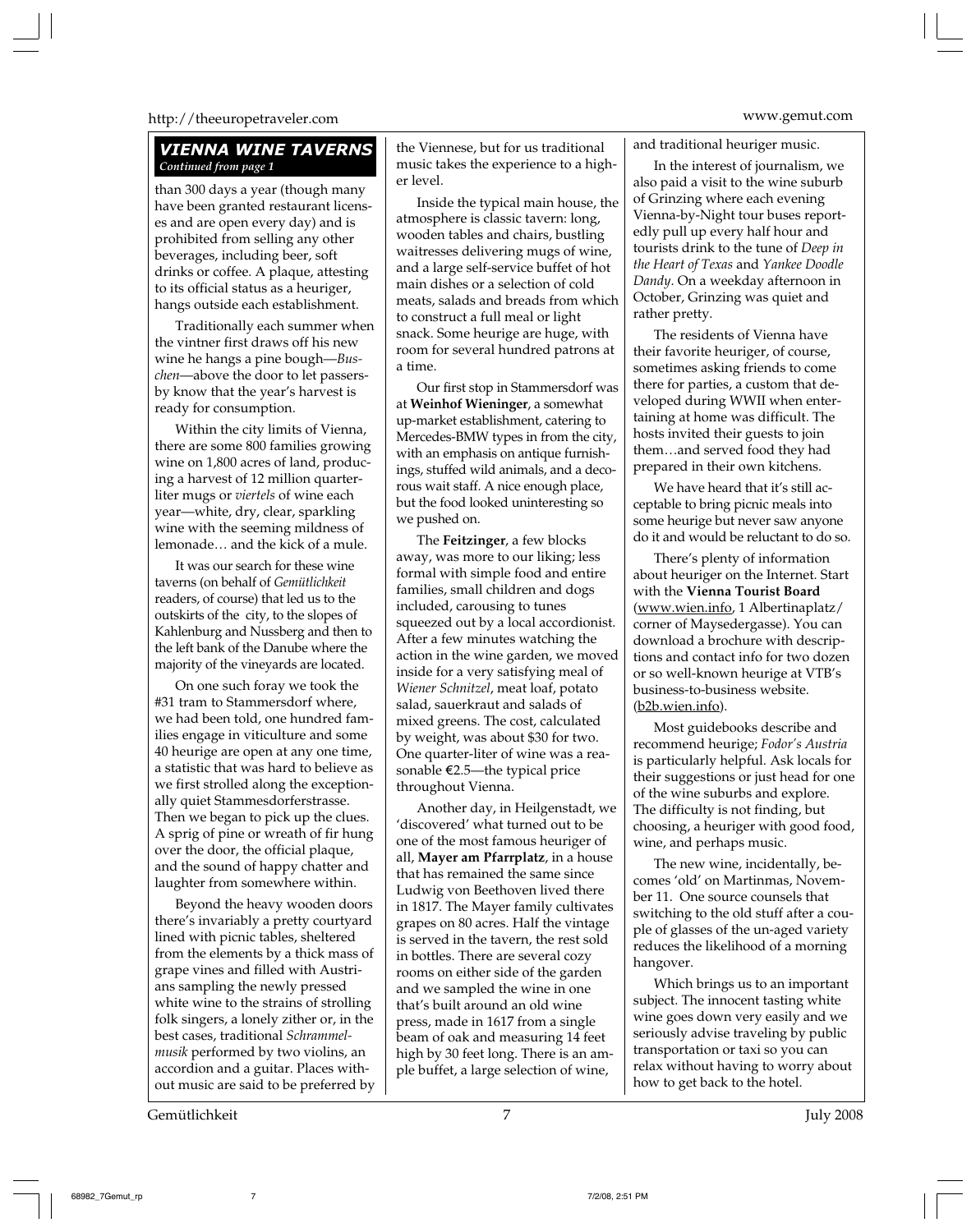### *VIENNA WINE TAVERNS*
*Continued from page 1*

than 300 days a year (though many have been granted restaurant licenses and are open every day) and is prohibited from selling any other beverages, including beer, soft drinks or coffee. A plaque, attesting to its official status as a heuriger, hangs outside each establishment.

Traditionally each summer when the vintner first draws off his new wine he hangs a pine bough—*Buschen*—above the door to let passersby know that the year's harvest is ready for consumption.

Within the city limits of Vienna, there are some 800 families growing wine on 1,800 acres of land, producing a harvest of 12 million quarter-liter mugs or *viertels* of wine each year—white, dry, clear, sparkling wine with the seeming mildness of lemonade… and the kick of a mule.

It was our search for these wine taverns (on behalf of *Gemütlichkeit* readers, of course) that led us to the outskirts of the city, to the slopes of Kahlenburg and Nussberg and then to the left bank of the Danube where the majority of the vineyards are located.

On one such foray we took the #31 tram to Stammersdorf where, we had been told, one hundred families engage in viticulture and some 40 heurige are open at any one time, a statistic that was hard to believe as we first strolled along the exceptionally quiet Stammesdorferstrasse. Then we began to pick up the clues. A sprig of pine or wreath of fir hung over the door, the official plaque, and the sound of happy chatter and laughter from somewhere within.

Beyond the heavy wooden doors there's invariably a pretty courtyard lined with picnic tables, sheltered from the elements by a thick mass of grape vines and filled with Austrians sampling the newly pressed white wine to the strains of strolling folk singers, a lonely zither or, in the best cases, traditional *Schrammelmusik* performed by two violins, an accordion and a guitar. Places without music are said to be preferred by the Viennese, but for us traditional music takes the experience to a higher level.

Inside the typical main house, the atmosphere is classic tavern: long, wooden tables and chairs, bustling waitresses delivering mugs of wine, and a large self-service buffet of hot main dishes or a selection of cold meats, salads and breads from which to construct a full meal or light snack. Some heurige are huge, with room for several hundred patrons at a time.

Our first stop in Stammersdorf was at **Weinhof Wieninger**, a somewhat up-market establishment, catering to Mercedes-BMW types in from the city, with an emphasis on antique furnishings, stuffed wild animals, and a decorous wait staff. A nice enough place, but the food looked uninteresting so we pushed on.

The **Feitzinger**, a few blocks away, was more to our liking; less formal with simple food and entire families, small children and dogs included, carousing to tunes squeezed out by a local accordionist. After a few minutes watching the action in the wine garden, we moved inside for a very satisfying meal of *Wiener Schnitzel*, meat loaf, potato salad, sauerkraut and salads of mixed greens. The cost, calculated by weight, was about $30 for two. One quarter-liter of wine was a reasonable €2.5—the typical price throughout Vienna.

Another day, in Heilgenstadt, we 'discovered' what turned out to be one of the most famous heuriger of all, **Mayer am Pfarrplatz**, in a house that has remained the same since Ludwig von Beethoven lived there in 1817. The Mayer family cultivates grapes on 80 acres. Half the vintage is served in the tavern, the rest sold in bottles. There are several cozy rooms on either side of the garden and we sampled the wine in one that's built around an old wine press, made in 1617 from a single beam of oak and measuring 14 feet high by 30 feet long. There is an ample buffet, a large selection of wine, and traditional heuriger music.

In the interest of journalism, we also paid a visit to the wine suburb of Grinzing where each evening Vienna-by-Night tour buses reportedly pull up every half hour and tourists drink to the tune of *Deep in the Heart of Texas* and *Yankee Doodle Dandy*. On a weekday afternoon in October, Grinzing was quiet and rather pretty.

The residents of Vienna have their favorite heuriger, of course, sometimes asking friends to come there for parties, a custom that developed during WWII when entertaining at home was difficult. The hosts invited their guests to join them…and served food they had prepared in their own kitchens.

We have heard that it's still acceptable to bring picnic meals into some heurige but never saw anyone do it and would be reluctant to do so.

There's plenty of information about heuriger on the Internet. Start with the **Vienna Tourist Board** (www.wien.info, 1 Albertinaplatz/ corner of Maysedergasse). You can download a brochure with descriptions and contact info for two dozen or so well-known heurige at VTB's business-to-business website. (b2b.wien.info).

Most guidebooks describe and recommend heurige; *Fodor's Austria* is particularly helpful. Ask locals for their suggestions or just head for one of the wine suburbs and explore. The difficulty is not finding, but choosing, a heuriger with good food, wine, and perhaps music.

The new wine, incidentally, becomes 'old' on Martinmas, November 11. One source counsels that switching to the old stuff after a couple of glasses of the un-aged variety reduces the likelihood of a morning hangover.

Which brings us to an important subject. The innocent tasting white wine goes down very easily and we seriously advise traveling by public transportation or taxi so you can relax without having to worry about how to get back to the hotel.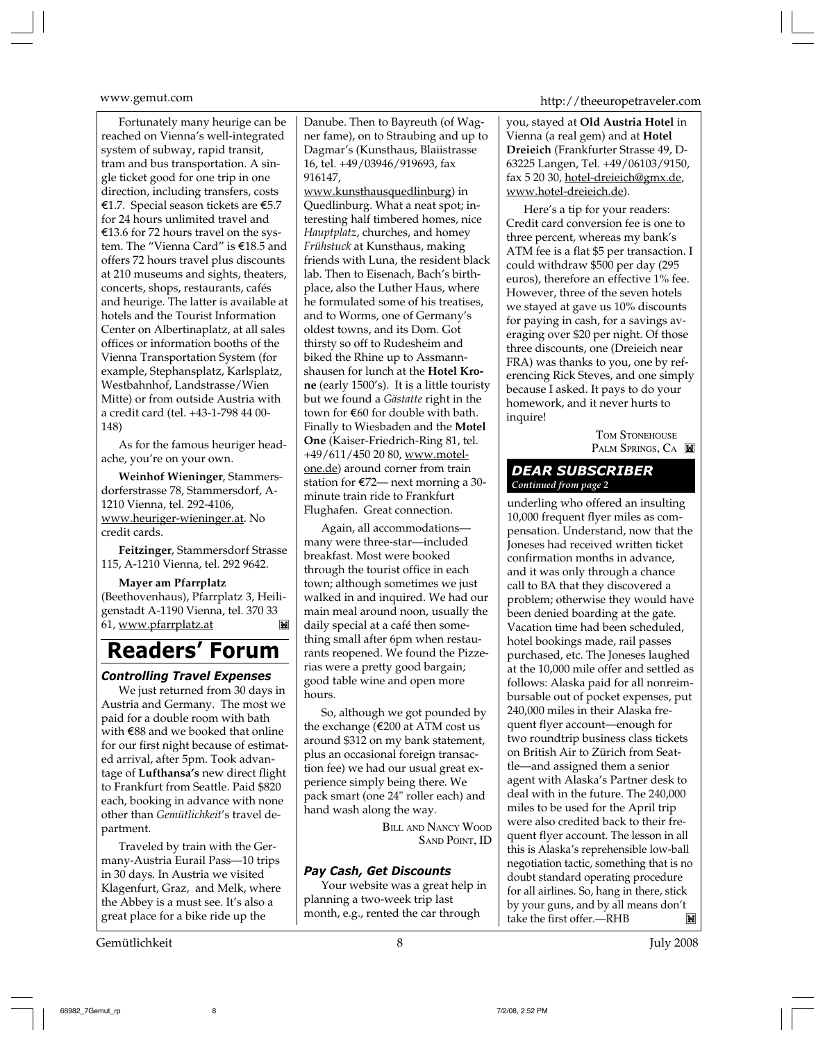Fortunately many heurige can be reached on Vienna's well-integrated system of subway, rapid transit, tram and bus transportation. A single ticket good for one trip in one direction, including transfers, costs €1.7. Special season tickets are €5.7 for 24 hours unlimited travel and €13.6 for 72 hours travel on the system. The "Vienna Card" is €18.5 and offers 72 hours travel plus discounts at 210 museums and sights, theaters, concerts, shops, restaurants, cafés and heurige. The latter is available at hotels and the Tourist Information Center on Albertinaplatz, at all sales offices or information booths of the Vienna Transportation System (for example, Stephansplatz, Karlsplatz, Westbahnhof, Landstrasse/Wien Mitte) or from outside Austria with a credit card (tel. +43-1-798 44 00-148)

As for the famous heuriger headache, you're on your own.

**Weinhof Wieninger**, Stammersdorferstrasse 78, Stammersdorf, A-1210 Vienna, tel. 292-4106, www.heuriger-wieninger.at. No credit cards.

**Feitzinger**, Stammersdorf Strasse 115, A-1210 Vienna, tel. 292 9642.

**Mayer am Pfarrplatz** (Beethovenhaus), Pfarrplatz 3, Heiligenstadt A-1190 Vienna, tel. 370 33 61, www.pfarrplatz.at

# Readers' Forum

### *Controlling Travel Expenses*

We just returned from 30 days in Austria and Germany. The most we paid for a double room with bath with €88 and we booked that online for our first night because of estimated arrival, after 5pm. Took advantage of **Lufthansa's** new direct flight to Frankfurt from Seattle. Paid $820 each, booking in advance with none other than *Gemütlichkeit*'s travel department.

Traveled by train with the Germany-Austria Eurail Pass—10 trips in 30 days. In Austria we visited Klagenfurt, Graz, and Melk, where the Abbey is a must see. It's also a great place for a bike ride up the Danube. Then to Bayreuth (of Wagner fame), on to Straubing and up to Dagmar's (Kunsthaus, Blaiistrasse 16, tel. +49/03946/919693, fax 916147, www.kunsthausquedlinburg) in Quedlinburg. What a neat spot; interesting half timbered homes, nice *Hauptplatz*, churches, and homey *Frühstuck* at Kunsthaus, making friends with Luna, the resident black lab. Then to Eisenach, Bach's birthplace, also the Luther Haus, where he formulated some of his treatises, and to Worms, one of Germany's oldest towns, and its Dom. Got thirsty so off to Rudesheim and biked the Rhine up to Assmannshausen for lunch at the **Hotel Krone** (early 1500's). It is a little touristy but we found a *Gästatte* right in the town for €60 for double with bath. Finally to Wiesbaden and the **Motel One** (Kaiser-Friedrich-Ring 81, tel. +49/611/450 20 80, www.motel-one.de) around corner from train station for €72— next morning a 30-minute train ride to Frankfurt Flughafen. Great connection.

Again, all accommodations—many were three-star—included breakfast. Most were booked through the tourist office in each town; although sometimes we just walked in and inquired. We had our main meal around noon, usually the daily special at a café then something small after 6pm when restaurants reopened. We found the Pizzerias were a pretty good bargain; good table wine and open more hours.

So, although we got pounded by the exchange (€200 at ATM cost us around $312 on my bank statement, plus an occasional foreign transaction fee) we had our usual great experience simply being there. We pack smart (one 24" roller each) and hand wash along the way.

Bill and Nancy Wood
Sand Point, ID

### *Pay Cash, Get Discounts*

Your website was a great help in planning a two-week trip last month, e.g., rented the car through you, stayed at **Old Austria Hotel** in Vienna (a real gem) and at **Hotel Dreieich** (Frankfurter Strasse 49, D-63225 Langen, Tel. +49/06103/9150, fax 5 20 30, hotel-dreieich@gmx.de, www.hotel-dreieich.de).

Here's a tip for your readers: Credit card conversion fee is one to three percent, whereas my bank's ATM fee is a flat $5 per transaction. I could withdraw $500 per day (295 euros), therefore an effective 1% fee. However, three of the seven hotels we stayed at gave us 10% discounts for paying in cash, for a savings averaging over $20 per night. Of those three discounts, one (Dreieich near FRA) was thanks to you, one by referencing Rick Steves, and one simply because I asked. It pays to do your homework, and it never hurts to inquire!

Tom Stonehouse
Palm Springs, CA

### *DEAR SUBSCRIBER*
*Continued from page 2*

underling who offered an insulting 10,000 frequent flyer miles as compensation. Understand, now that the Joneses had received written ticket confirmation months in advance, and it was only through a chance call to BA that they discovered a problem; otherwise they would have been denied boarding at the gate. Vacation time had been scheduled, hotel bookings made, rail passes purchased, etc. The Joneses laughed at the 10,000 mile offer and settled as follows: Alaska paid for all nonreimbursable out of pocket expenses, put 240,000 miles in their Alaska frequent flyer account—enough for two roundtrip business class tickets on British Air to Zürich from Seattle—and assigned them a senior agent with Alaska's Partner desk to deal with in the future. The 240,000 miles to be used for the April trip were also credited back to their frequent flyer account. The lesson in all this is Alaska's reprehensible low-ball negotiation tactic, something that is no doubt standard operating procedure for all airlines. So, hang in there, stick by your guns, and by all means don't take the first offer.—RHB